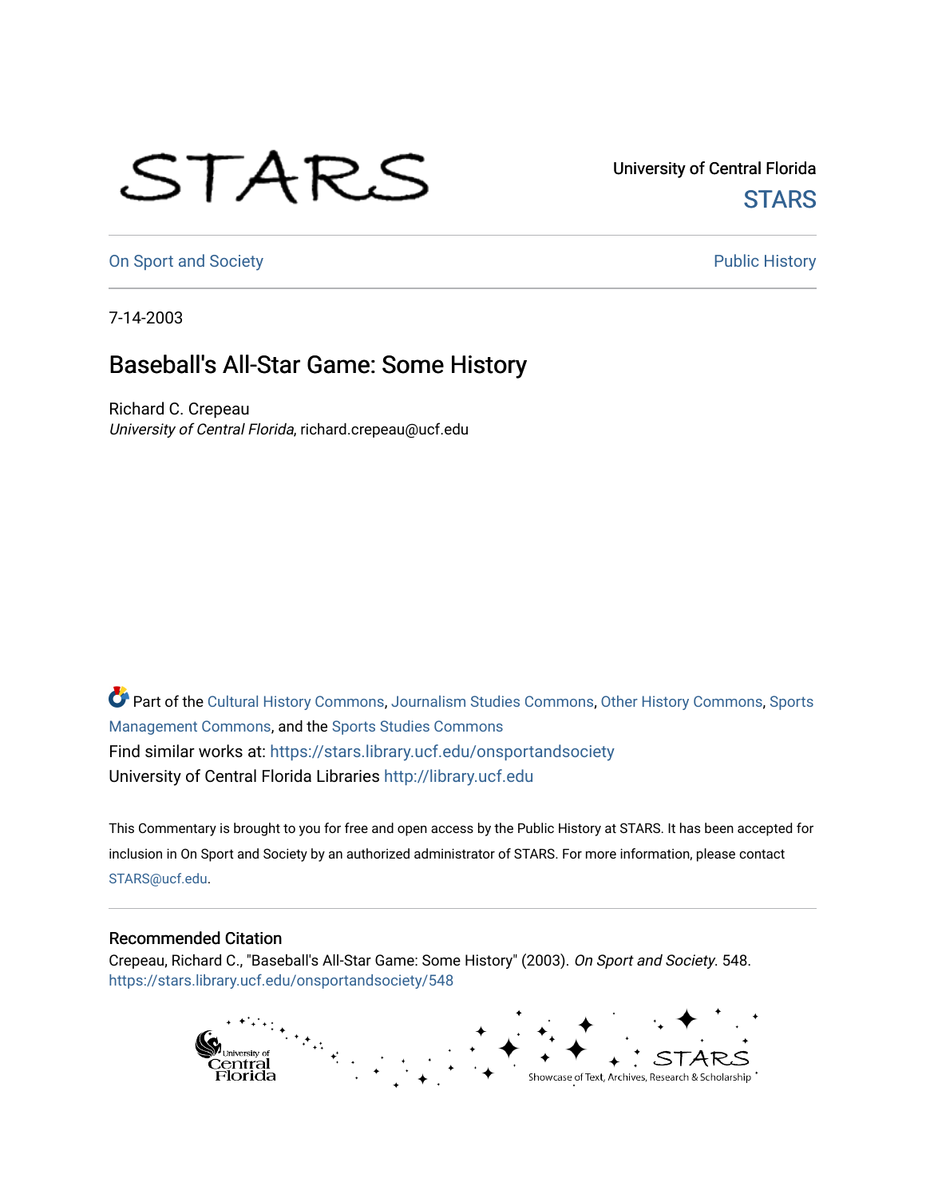University of Central Florida

STARS

On Sport and Society

Public History

7-14-2003

# Baseball's All-Star Game: Some History

Richard C. Crepeau

*University of Central Florida*, richard.crepeau@ucf.edu

Part of the Cultural History Commons, Journalism Studies Commons, Other History Commons, Sports Management Commons, and the Sports Studies Commons

Find similar works at: https://stars.library.ucf.edu/onsportandsociety

University of Central Florida Libraries http://library.ucf.edu

This Commentary is brought to you for free and open access by the Public History at STARS. It has been accepted for inclusion in On Sport and Society by an authorized administrator of STARS. For more information, please contact STARS@ucf.edu.

## Recommended Citation

Crepeau, Richard C., "Baseball's All-Star Game: Some History" (2003). *On Sport and Society*. 548.
https://stars.library.ucf.edu/onsportandsociety/548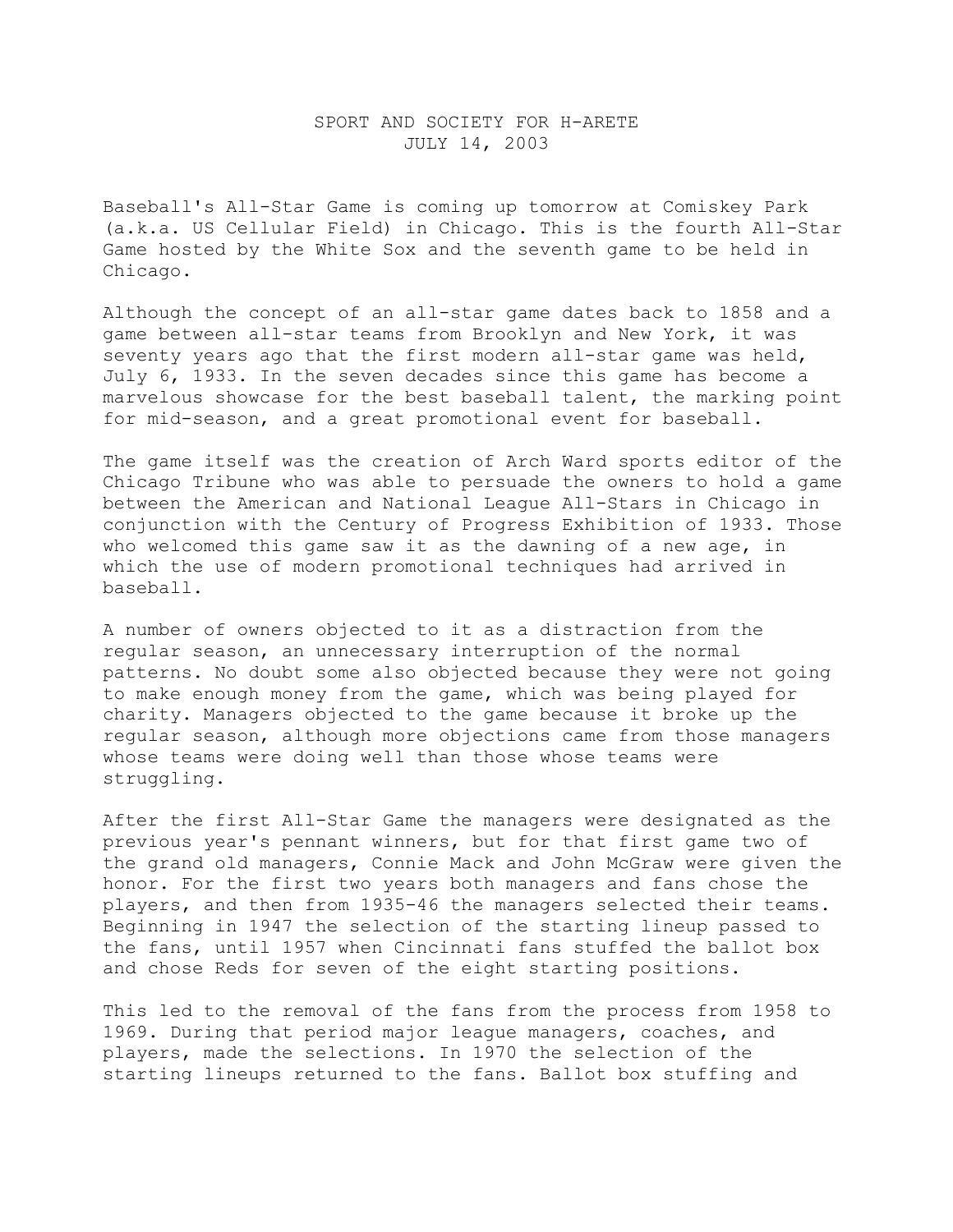SPORT AND SOCIETY FOR H-ARETE
JULY 14, 2003

Baseball's All-Star Game is coming up tomorrow at Comiskey Park (a.k.a. US Cellular Field) in Chicago. This is the fourth All-Star Game hosted by the White Sox and the seventh game to be held in Chicago.

Although the concept of an all-star game dates back to 1858 and a game between all-star teams from Brooklyn and New York, it was seventy years ago that the first modern all-star game was held, July 6, 1933. In the seven decades since this game has become a marvelous showcase for the best baseball talent, the marking point for mid-season, and a great promotional event for baseball.

The game itself was the creation of Arch Ward sports editor of the Chicago Tribune who was able to persuade the owners to hold a game between the American and National League All-Stars in Chicago in conjunction with the Century of Progress Exhibition of 1933. Those who welcomed this game saw it as the dawning of a new age, in which the use of modern promotional techniques had arrived in baseball.

A number of owners objected to it as a distraction from the regular season, an unnecessary interruption of the normal patterns. No doubt some also objected because they were not going to make enough money from the game, which was being played for charity. Managers objected to the game because it broke up the regular season, although more objections came from those managers whose teams were doing well than those whose teams were struggling.

After the first All-Star Game the managers were designated as the previous year's pennant winners, but for that first game two of the grand old managers, Connie Mack and John McGraw were given the honor. For the first two years both managers and fans chose the players, and then from 1935-46 the managers selected their teams. Beginning in 1947 the selection of the starting lineup passed to the fans, until 1957 when Cincinnati fans stuffed the ballot box and chose Reds for seven of the eight starting positions.

This led to the removal of the fans from the process from 1958 to 1969. During that period major league managers, coaches, and players, made the selections. In 1970 the selection of the starting lineups returned to the fans. Ballot box stuffing and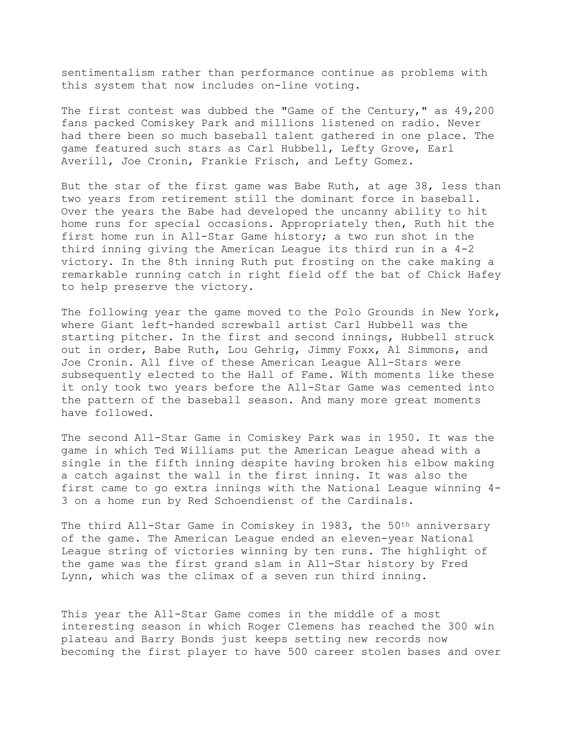sentimentalism rather than performance continue as problems with this system that now includes on-line voting.

The first contest was dubbed the "Game of the Century," as 49,200 fans packed Comiskey Park and millions listened on radio. Never had there been so much baseball talent gathered in one place. The game featured such stars as Carl Hubbell, Lefty Grove, Earl Averill, Joe Cronin, Frankie Frisch, and Lefty Gomez.

But the star of the first game was Babe Ruth, at age 38, less than two years from retirement still the dominant force in baseball. Over the years the Babe had developed the uncanny ability to hit home runs for special occasions. Appropriately then, Ruth hit the first home run in All-Star Game history; a two run shot in the third inning giving the American League its third run in a 4-2 victory. In the 8th inning Ruth put frosting on the cake making a remarkable running catch in right field off the bat of Chick Hafey to help preserve the victory.

The following year the game moved to the Polo Grounds in New York, where Giant left-handed screwball artist Carl Hubbell was the starting pitcher. In the first and second innings, Hubbell struck out in order, Babe Ruth, Lou Gehrig, Jimmy Foxx, Al Simmons, and Joe Cronin. All five of these American League All-Stars were subsequently elected to the Hall of Fame. With moments like these it only took two years before the All-Star Game was cemented into the pattern of the baseball season. And many more great moments have followed.

The second All-Star Game in Comiskey Park was in 1950. It was the game in which Ted Williams put the American League ahead with a single in the fifth inning despite having broken his elbow making a catch against the wall in the first inning. It was also the first came to go extra innings with the National League winning 4-3 on a home run by Red Schoendienst of the Cardinals.

The third All-Star Game in Comiskey in 1983, the 50th anniversary of the game. The American League ended an eleven-year National League string of victories winning by ten runs. The highlight of the game was the first grand slam in All-Star history by Fred Lynn, which was the climax of a seven run third inning.

This year the All-Star Game comes in the middle of a most interesting season in which Roger Clemens has reached the 300 win plateau and Barry Bonds just keeps setting new records now becoming the first player to have 500 career stolen bases and over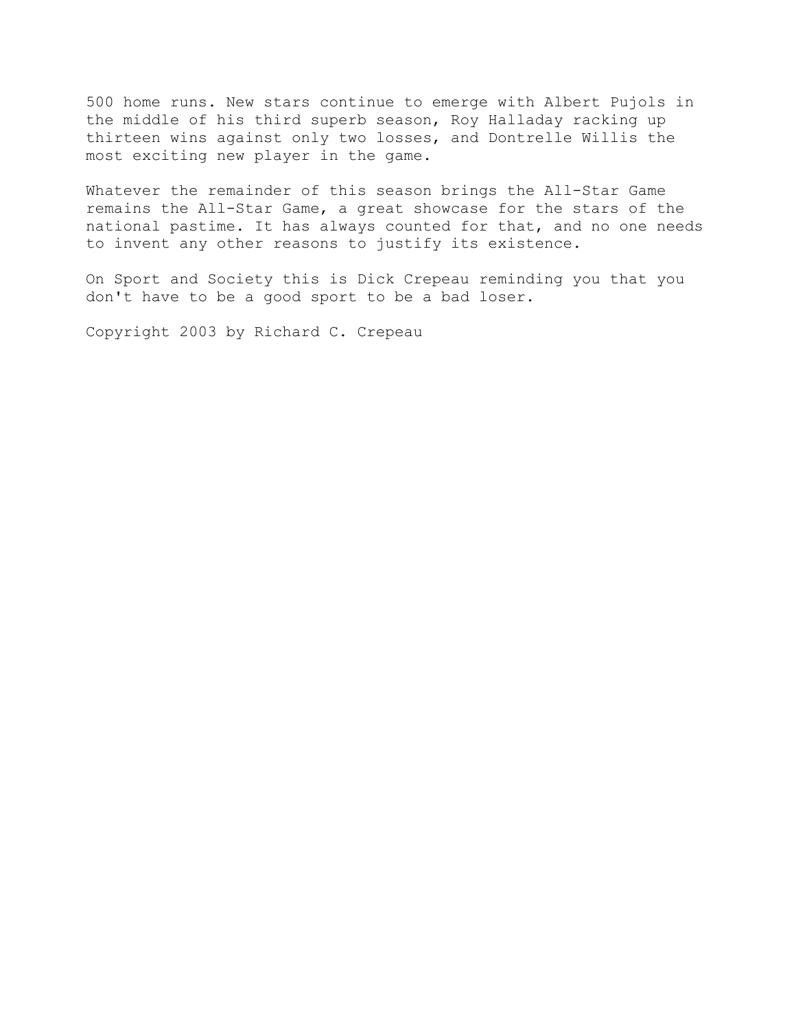500 home runs. New stars continue to emerge with Albert Pujols in the middle of his third superb season, Roy Halladay racking up thirteen wins against only two losses, and Dontrelle Willis the most exciting new player in the game.

Whatever the remainder of this season brings the All-Star Game remains the All-Star Game, a great showcase for the stars of the national pastime. It has always counted for that, and no one needs to invent any other reasons to justify its existence.

On Sport and Society this is Dick Crepeau reminding you that you don't have to be a good sport to be a bad loser.

Copyright 2003 by Richard C. Crepeau